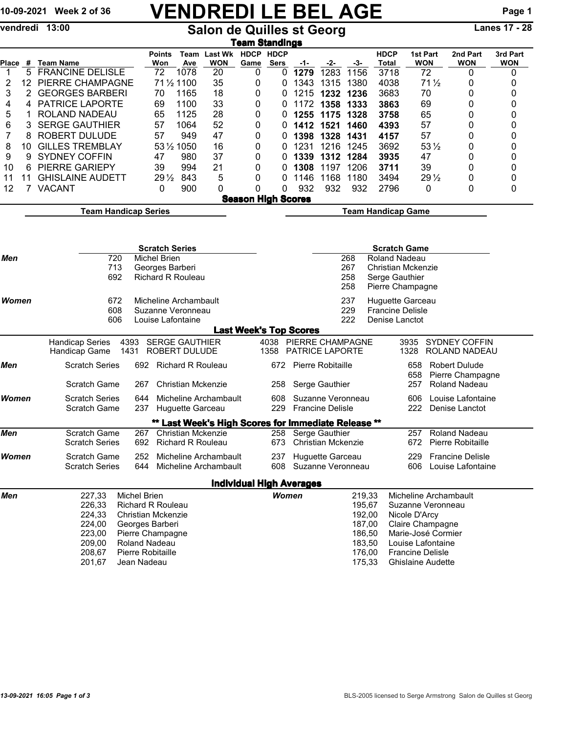10-09-2021 Week 2 of 36

# VENDREDI LE BEL AGE

vendredi 13:00

## Salon de Quilles st Georg

Lanes 17 - 28

### Team Standings

| Place | # | Team Name | Points Won | Team Ave | Last Wk WON | HDCP Game | HDCP Sers | -1- | -2- | -3- | HDCP Total | 1st Part WON | 2nd Part WON | 3rd Part WON |
|---|---|---|---|---|---|---|---|---|---|---|---|---|---|---|
| 1 | 5 | FRANCINE DELISLE | 72 | 1078 | 20 | 0 | 0 | **1279** | 1283 | 1156 | 3718 | 72 | 0 | 0 |
| 2 | 12 | PIERRE CHAMPAGNE | 71½ | 1100 | 35 | 0 | 0 | 1343 | 1315 | 1380 | 4038 | 71½ | 0 | 0 |
| 3 | 2 | GEORGES BARBERI | 70 | 1165 | 18 | 0 | 0 | 1215 | **1232** | **1236** | 3683 | 70 | 0 | 0 |
| 4 | 4 | PATRICE LAPORTE | 69 | 1100 | 33 | 0 | 0 | 1172 | **1358** | **1333** | **3863** | 69 | 0 | 0 |
| 5 | 1 | ROLAND NADEAU | 65 | 1125 | 28 | 0 | 0 | **1255** | **1175** | **1328** | **3758** | 65 | 0 | 0 |
| 6 | 3 | SERGE GAUTHIER | 57 | 1064 | 52 | 0 | 0 | **1412** | **1521** | **1460** | **4393** | 57 | 0 | 0 |
| 7 | 8 | ROBERT DULUDE | 57 | 949 | 47 | 0 | 0 | **1398** | **1328** | **1431** | **4157** | 57 | 0 | 0 |
| 8 | 10 | GILLES TREMBLAY | 53½ | 1050 | 16 | 0 | 0 | 1231 | 1216 | 1245 | 3692 | 53½ | 0 | 0 |
| 9 | 9 | SYDNEY COFFIN | 47 | 980 | 37 | 0 | 0 | **1339** | **1312** | **1284** | **3935** | 47 | 0 | 0 |
| 10 | 6 | PIERRE GARIEPY | 39 | 994 | 21 | 0 | 0 | **1308** | 1197 | 1206 | **3711** | 39 | 0 | 0 |
| 11 | 11 | GHISLAINE AUDETT | 29½ | 843 | 5 | 0 | 0 | 1146 | 1168 | 1180 | 3494 | 29½ | 0 | 0 |
| 12 | 7 | VACANT | 0 | 900 | 0 | 0 | 0 | 932 | 932 | 932 | 2796 | 0 | 0 | 0 |

### Season High Scores

**Team Handicap Series** | **Team Handicap Game**

| | Scratch Series | | Scratch Game | |
|---|---|---|---|---|
| *Men* | 720 | Michel Brien | 268 | Roland Nadeau |
| | 713 | Georges Barberi | 267 | Christian Mckenzie |
| | 692 | Richard R Rouleau | 258 | Serge Gauthier |
| | | | 258 | Pierre Champagne |
| *Women* | 672 | Micheline Archambault | 237 | Huguette Garceau |
| | 608 | Suzanne Veronneau | 229 | Francine Delisle |
| | 606 | Louise Lafontaine | 222 | Denise Lanctot |

### Last Week's Top Scores

| | | | | | | | |
|---|---|---|---|---|---|---|---|
| | Handicap Series | 4393 SERGE GAUTHIER | | 4038 PIERRE CHAMPAGNE | | 3935 SYDNEY COFFIN | |
| | Handicap Game | 1431 ROBERT DULUDE | | 1358 PATRICE LAPORTE | | 1328 ROLAND NADEAU | |
| *Men* | Scratch Series | 692 | Richard R Rouleau | 672 | Pierre Robitaille | 658 | Robert Dulude |
| | | | | | | 658 | Pierre Champagne |
| | Scratch Game | 267 | Christian Mckenzie | 258 | Serge Gauthier | 257 | Roland Nadeau |
| *Women* | Scratch Series | 644 | Micheline Archambault | 608 | Suzanne Veronneau | 606 | Louise Lafontaine |
| | Scratch Game | 237 | Huguette Garceau | 229 | Francine Delisle | 222 | Denise Lanctot |

### ** Last Week's High Scores for Immediate Release **

| | | | | | | | |
|---|---|---|---|---|---|---|---|
| *Men* | Scratch Game | 267 | Christian Mckenzie | 258 | Serge Gauthier | 257 | Roland Nadeau |
| | Scratch Series | 692 | Richard R Rouleau | 673 | Christian Mckenzie | 672 | Pierre Robitaille |
| *Women* | Scratch Game | 252 | Micheline Archambault | 237 | Huguette Garceau | 229 | Francine Delisle |
| | Scratch Series | 644 | Micheline Archambault | 608 | Suzanne Veronneau | 606 | Louise Lafontaine |

### Individual High Averages

| *Men* | | | *Women* | |
|---|---|---|---|---|
| 227,33 | Michel Brien | | 219,33 | Micheline Archambault |
| 226,33 | Richard R Rouleau | | 195,67 | Suzanne Veronneau |
| 224,33 | Christian Mckenzie | | 192,00 | Nicole D'Arcy |
| 224,00 | Georges Barberi | | 187,00 | Claire Champagne |
| 223,00 | Pierre Champagne | | 186,50 | Marie-José Cormier |
| 209,00 | Roland Nadeau | | 183,50 | Louise Lafontaine |
| 208,67 | Pierre Robitaille | | 176,00 | Francine Delisle |
| 201,67 | Jean Nadeau | | 175,33 | Ghislaine Audette |

*13-09-2021 16:05*

BLS-2005 licensed to Serge Armstrong Salon de Quilles st Georg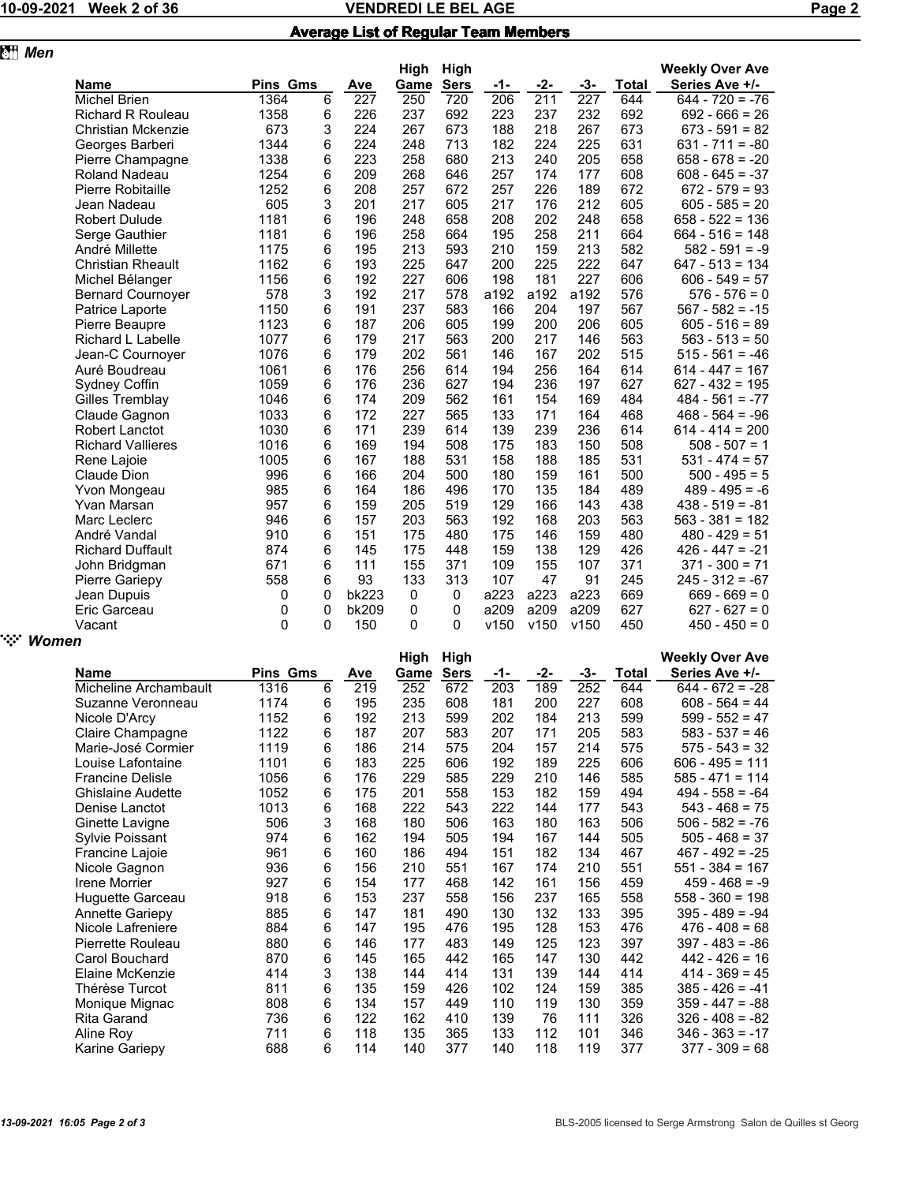# Average List of Regular Team Members

## Men

| Name | Pins | Gms | Ave | High Game | High Sers | -1- | -2- | -3- | Total | Weekly Over Ave Series Ave +/- |
|---|---|---|---|---|---|---|---|---|---|---|
| Michel Brien | 1364 | 6 | 227 | 250 | 720 | 206 | 211 | 227 | 644 | 644 - 720 = -76 |
| Richard R Rouleau | 1358 | 6 | 226 | 237 | 692 | 223 | 237 | 232 | 692 | 692 - 666 = 26 |
| Christian Mckenzie | 673 | 3 | 224 | 267 | 673 | 188 | 218 | 267 | 673 | 673 - 591 = 82 |
| Georges Barberi | 1344 | 6 | 224 | 248 | 713 | 182 | 224 | 225 | 631 | 631 - 711 = -80 |
| Pierre Champagne | 1338 | 6 | 223 | 258 | 680 | 213 | 240 | 205 | 658 | 658 - 678 = -20 |
| Roland Nadeau | 1254 | 6 | 209 | 268 | 646 | 257 | 174 | 177 | 608 | 608 - 645 = -37 |
| Pierre Robitaille | 1252 | 6 | 208 | 257 | 672 | 257 | 226 | 189 | 672 | 672 - 579 = 93 |
| Jean Nadeau | 605 | 3 | 201 | 217 | 605 | 217 | 176 | 212 | 605 | 605 - 585 = 20 |
| Robert Dulude | 1181 | 6 | 196 | 248 | 658 | 208 | 202 | 248 | 658 | 658 - 522 = 136 |
| Serge Gauthier | 1181 | 6 | 196 | 258 | 664 | 195 | 258 | 211 | 664 | 664 - 516 = 148 |
| André Millette | 1175 | 6 | 195 | 213 | 593 | 210 | 159 | 213 | 582 | 582 - 591 = -9 |
| Christian Rheault | 1162 | 6 | 193 | 225 | 647 | 200 | 225 | 222 | 647 | 647 - 513 = 134 |
| Michel Bélanger | 1156 | 6 | 192 | 227 | 606 | 198 | 181 | 227 | 606 | 606 - 549 = 57 |
| Bernard Cournoyer | 578 | 3 | 192 | 217 | 578 | a192 | a192 | a192 | 576 | 576 - 576 = 0 |
| Patrice Laporte | 1150 | 6 | 191 | 237 | 583 | 166 | 204 | 197 | 567 | 567 - 582 = -15 |
| Pierre Beaupre | 1123 | 6 | 187 | 206 | 605 | 199 | 200 | 206 | 605 | 605 - 516 = 89 |
| Richard L Labelle | 1077 | 6 | 179 | 217 | 563 | 200 | 217 | 146 | 563 | 563 - 513 = 50 |
| Jean-C Cournoyer | 1076 | 6 | 179 | 202 | 561 | 146 | 167 | 202 | 515 | 515 - 561 = -46 |
| Auré Boudreau | 1061 | 6 | 176 | 256 | 614 | 194 | 256 | 164 | 614 | 614 - 447 = 167 |
| Sydney Coffin | 1059 | 6 | 176 | 236 | 627 | 194 | 236 | 197 | 627 | 627 - 432 = 195 |
| Gilles Tremblay | 1046 | 6 | 174 | 209 | 562 | 161 | 154 | 169 | 484 | 484 - 561 = -77 |
| Claude Gagnon | 1033 | 6 | 172 | 227 | 565 | 133 | 171 | 164 | 468 | 468 - 564 = -96 |
| Robert Lanctot | 1030 | 6 | 171 | 239 | 614 | 139 | 239 | 236 | 614 | 614 - 414 = 200 |
| Richard Vallieres | 1016 | 6 | 169 | 194 | 508 | 175 | 183 | 150 | 508 | 508 - 507 = 1 |
| Rene Lajoie | 1005 | 6 | 167 | 188 | 531 | 158 | 188 | 185 | 531 | 531 - 474 = 57 |
| Claude Dion | 996 | 6 | 166 | 204 | 500 | 180 | 159 | 161 | 500 | 500 - 495 = 5 |
| Yvon Mongeau | 985 | 6 | 164 | 186 | 496 | 170 | 135 | 184 | 489 | 489 - 495 = -6 |
| Yvan Marsan | 957 | 6 | 159 | 205 | 519 | 129 | 166 | 143 | 438 | 438 - 519 = -81 |
| Marc Leclerc | 946 | 6 | 157 | 203 | 563 | 192 | 168 | 203 | 563 | 563 - 381 = 182 |
| André Vandal | 910 | 6 | 151 | 175 | 480 | 175 | 146 | 159 | 480 | 480 - 429 = 51 |
| Richard Duffault | 874 | 6 | 145 | 175 | 448 | 159 | 138 | 129 | 426 | 426 - 447 = -21 |
| John Bridgman | 671 | 6 | 111 | 155 | 371 | 109 | 155 | 107 | 371 | 371 - 300 = 71 |
| Pierre Gariepy | 558 | 6 | 93 | 133 | 313 | 107 | 47 | 91 | 245 | 245 - 312 = -67 |
| Jean Dupuis | 0 | 0 | bk223 | 0 | 0 | a223 | a223 | a223 | 669 | 669 - 669 = 0 |
| Eric Garceau | 0 | 0 | bk209 | 0 | 0 | a209 | a209 | a209 | 627 | 627 - 627 = 0 |
| Vacant | 0 | 0 | 150 | 0 | 0 | v150 | v150 | v150 | 450 | 450 - 450 = 0 |

## Women

| Name | Pins | Gms | Ave | High Game | High Sers | -1- | -2- | -3- | Total | Weekly Over Ave Series Ave +/- |
|---|---|---|---|---|---|---|---|---|---|---|
| Micheline Archambault | 1316 | 6 | 219 | 252 | 672 | 203 | 189 | 252 | 644 | 644 - 672 = -28 |
| Suzanne Veronneau | 1174 | 6 | 195 | 235 | 608 | 181 | 200 | 227 | 608 | 608 - 564 = 44 |
| Nicole D'Arcy | 1152 | 6 | 192 | 213 | 599 | 202 | 184 | 213 | 599 | 599 - 552 = 47 |
| Claire Champagne | 1122 | 6 | 187 | 207 | 583 | 207 | 171 | 205 | 583 | 583 - 537 = 46 |
| Marie-José Cormier | 1119 | 6 | 186 | 214 | 575 | 204 | 157 | 214 | 575 | 575 - 543 = 32 |
| Louise Lafontaine | 1101 | 6 | 183 | 225 | 606 | 192 | 189 | 225 | 606 | 606 - 495 = 111 |
| Francine Delisle | 1056 | 6 | 176 | 229 | 585 | 229 | 210 | 146 | 585 | 585 - 471 = 114 |
| Ghislaine Audette | 1052 | 6 | 175 | 201 | 558 | 153 | 182 | 159 | 494 | 494 - 558 = -64 |
| Denise Lanctot | 1013 | 6 | 168 | 222 | 543 | 222 | 144 | 177 | 543 | 543 - 468 = 75 |
| Ginette Lavigne | 506 | 3 | 168 | 180 | 506 | 163 | 180 | 163 | 506 | 506 - 582 = -76 |
| Sylvie Poissant | 974 | 6 | 162 | 194 | 505 | 194 | 167 | 144 | 505 | 505 - 468 = 37 |
| Francine Lajoie | 961 | 6 | 160 | 186 | 494 | 151 | 182 | 134 | 467 | 467 - 492 = -25 |
| Nicole Gagnon | 936 | 6 | 156 | 210 | 551 | 167 | 174 | 210 | 551 | 551 - 384 = 167 |
| Irene Morrier | 927 | 6 | 154 | 177 | 468 | 142 | 161 | 156 | 459 | 459 - 468 = -9 |
| Huguette Garceau | 918 | 6 | 153 | 237 | 558 | 156 | 237 | 165 | 558 | 558 - 360 = 198 |
| Annette Gariepy | 885 | 6 | 147 | 181 | 490 | 130 | 132 | 133 | 395 | 395 - 489 = -94 |
| Nicole Lafreniere | 884 | 6 | 147 | 195 | 476 | 195 | 128 | 153 | 476 | 476 - 408 = 68 |
| Pierrette Rouleau | 880 | 6 | 146 | 177 | 483 | 149 | 125 | 123 | 397 | 397 - 483 = -86 |
| Carol Bouchard | 870 | 6 | 145 | 165 | 442 | 165 | 147 | 130 | 442 | 442 - 426 = 16 |
| Elaine McKenzie | 414 | 3 | 138 | 144 | 414 | 131 | 139 | 144 | 414 | 414 - 369 = 45 |
| Thérèse Turcot | 811 | 6 | 135 | 159 | 426 | 102 | 124 | 159 | 385 | 385 - 426 = -41 |
| Monique Mignac | 808 | 6 | 134 | 157 | 449 | 110 | 119 | 130 | 359 | 359 - 447 = -88 |
| Rita Garand | 736 | 6 | 122 | 162 | 410 | 139 | 76 | 111 | 326 | 326 - 408 = -82 |
| Aline Roy | 711 | 6 | 118 | 135 | 365 | 133 | 112 | 101 | 346 | 346 - 363 = -17 |
| Karine Gariepy | 688 | 6 | 114 | 140 | 377 | 140 | 118 | 119 | 377 | 377 - 309 = 68 |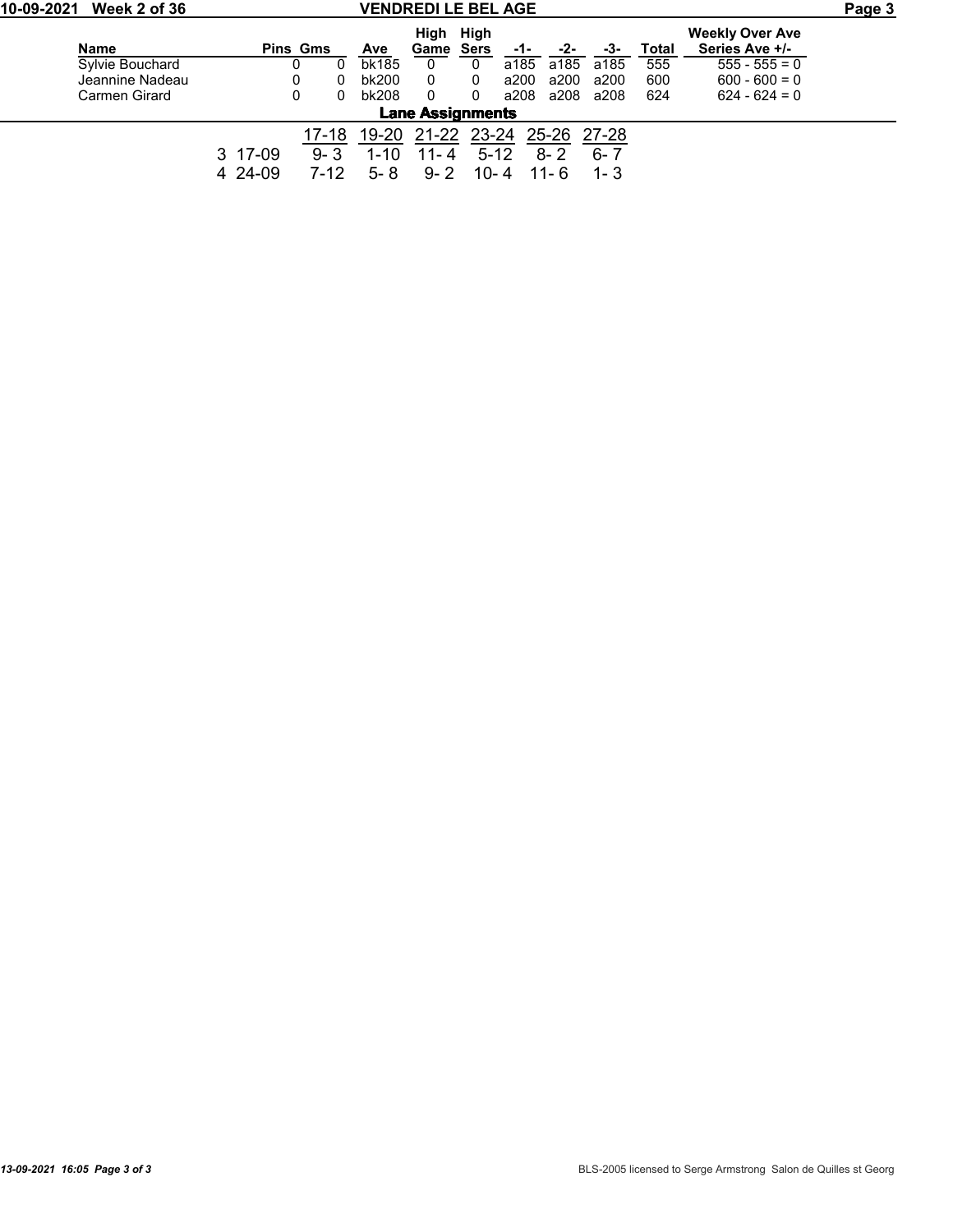| Name | Pins | Gms | Ave | High Game | High Sers | -1- | -2- | -3- | Total | Weekly Over Ave Series Ave +/- |
|---|---|---|---|---|---|---|---|---|---|---|
| Sylvie Bouchard | 0 | 0 | bk185 | 0 | 0 | a185 | a185 | a185 | 555 | 555 - 555 = 0 |
| Jeannine Nadeau | 0 | 0 | bk200 | 0 | 0 | a200 | a200 | a200 | 600 | 600 - 600 = 0 |
| Carmen Girard | 0 | 0 | bk208 | 0 | 0 | a208 | a208 | a208 | 624 | 624 - 624 = 0 |

## Lane Assignments

| | 17-18 | 19-20 | 21-22 | 23-24 | 25-26 | 27-28 |
|---|---|---|---|---|---|---|
| 3 17-09 | 9- 3 | 1-10 | 11- 4 | 5-12 | 8- 2 | 6- 7 |
| 4 24-09 | 7-12 | 5- 8 | 9- 2 | 10- 4 | 11- 6 | 1- 3 |